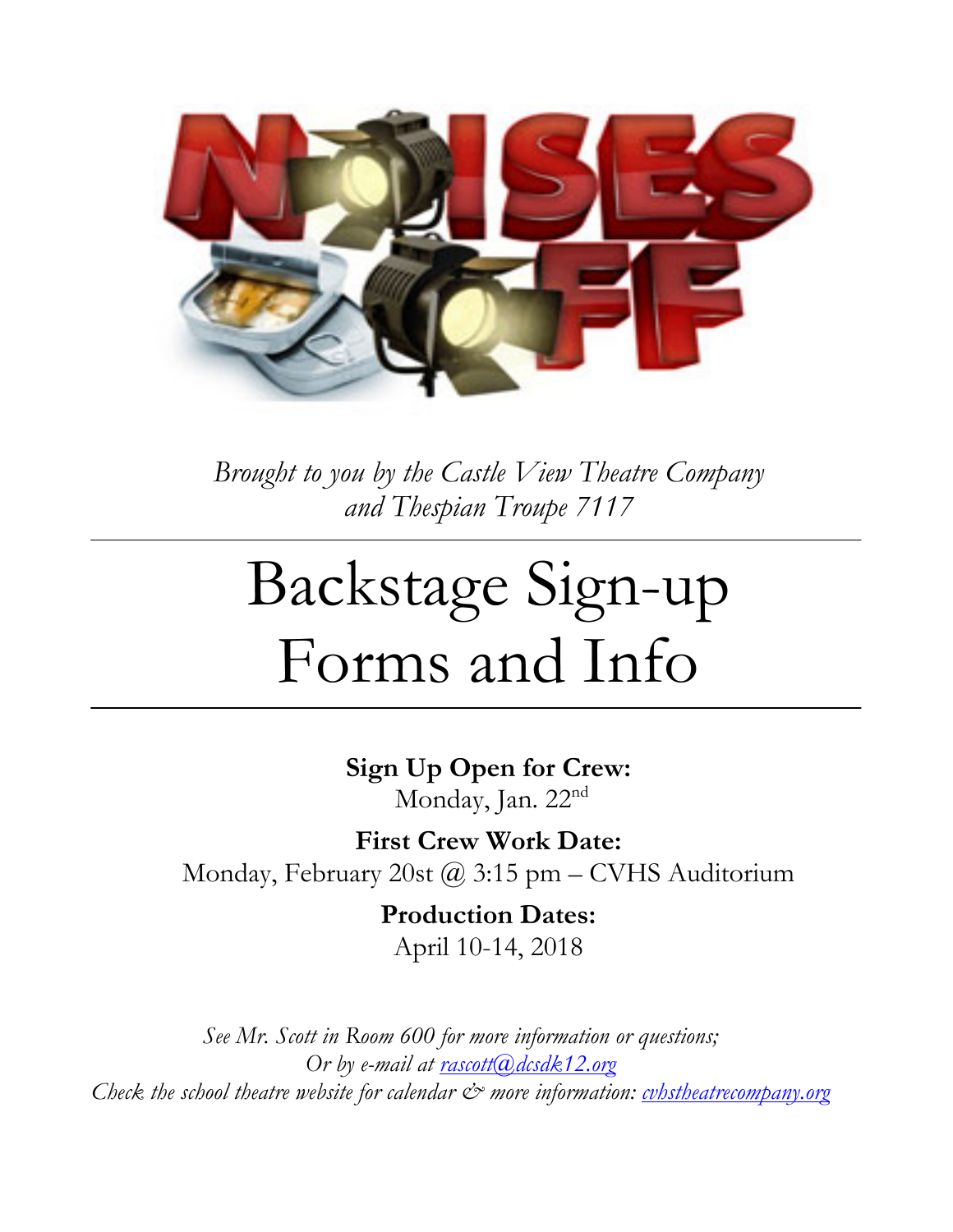# NOISES OFF

*Brought to you by the Castle View Theatre Company and Thespian Troupe 7117*

# Backstage Sign-up Forms and Info

**Sign Up Open for Crew:**
Monday, Jan. 22nd

**First Crew Work Date:**
Monday, February 20st @ 3:15 pm – CVHS Auditorium

**Production Dates:**
April 10-14, 2018

*See Mr. Scott in Room 600 for more information or questions;*
*Or by e-mail at rascott@dcsdk12.org*
*Check the school theatre website for calendar & more information: cvhstheatrecompany.org*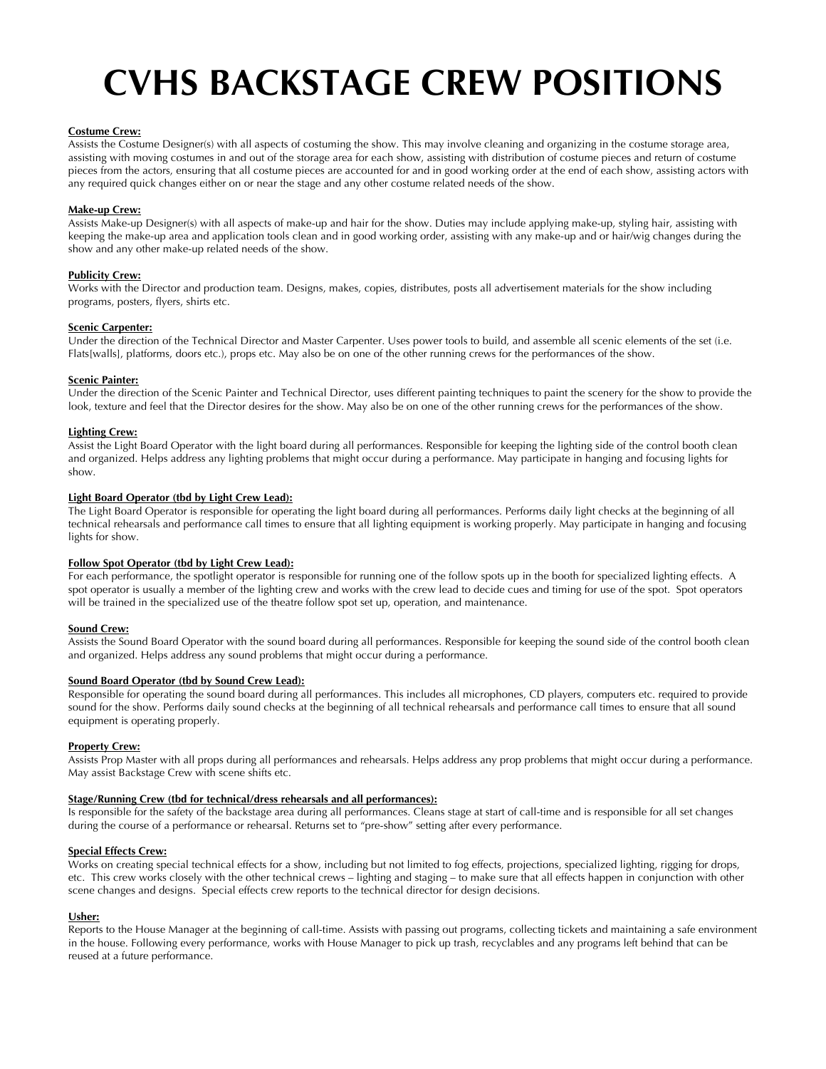# CVHS BACKSTAGE CREW POSITIONS

**Costume Crew:**
Assists the Costume Designer(s) with all aspects of costuming the show. This may involve cleaning and organizing in the costume storage area, assisting with moving costumes in and out of the storage area for each show, assisting with distribution of costume pieces and return of costume pieces from the actors, ensuring that all costume pieces are accounted for and in good working order at the end of each show, assisting actors with any required quick changes either on or near the stage and any other costume related needs of the show.

**Make-up Crew:**
Assists Make-up Designer(s) with all aspects of make-up and hair for the show. Duties may include applying make-up, styling hair, assisting with keeping the make-up area and application tools clean and in good working order, assisting with any make-up and or hair/wig changes during the show and any other make-up related needs of the show.

**Publicity Crew:**
Works with the Director and production team. Designs, makes, copies, distributes, posts all advertisement materials for the show including programs, posters, flyers, shirts etc.

**Scenic Carpenter:**
Under the direction of the Technical Director and Master Carpenter. Uses power tools to build, and assemble all scenic elements of the set (i.e. Flats[walls], platforms, doors etc.), props etc. May also be on one of the other running crews for the performances of the show.

**Scenic Painter:**
Under the direction of the Scenic Painter and Technical Director, uses different painting techniques to paint the scenery for the show to provide the look, texture and feel that the Director desires for the show. May also be on one of the other running crews for the performances of the show.

**Lighting Crew:**
Assist the Light Board Operator with the light board during all performances. Responsible for keeping the lighting side of the control booth clean and organized. Helps address any lighting problems that might occur during a performance. May participate in hanging and focusing lights for show.

**Light Board Operator (tbd by Light Crew Lead):**
The Light Board Operator is responsible for operating the light board during all performances. Performs daily light checks at the beginning of all technical rehearsals and performance call times to ensure that all lighting equipment is working properly. May participate in hanging and focusing lights for show.

**Follow Spot Operator (tbd by Light Crew Lead):**
For each performance, the spotlight operator is responsible for running one of the follow spots up in the booth for specialized lighting effects. A spot operator is usually a member of the lighting crew and works with the crew lead to decide cues and timing for use of the spot. Spot operators will be trained in the specialized use of the theatre follow spot set up, operation, and maintenance.

**Sound Crew:**
Assists the Sound Board Operator with the sound board during all performances. Responsible for keeping the sound side of the control booth clean and organized. Helps address any sound problems that might occur during a performance.

**Sound Board Operator (tbd by Sound Crew Lead):**
Responsible for operating the sound board during all performances. This includes all microphones, CD players, computers etc. required to provide sound for the show. Performs daily sound checks at the beginning of all technical rehearsals and performance call times to ensure that all sound equipment is operating properly.

**Property Crew:**
Assists Prop Master with all props during all performances and rehearsals. Helps address any prop problems that might occur during a performance. May assist Backstage Crew with scene shifts etc.

**Stage/Running Crew (tbd for technical/dress rehearsals and all performances):**
Is responsible for the safety of the backstage area during all performances. Cleans stage at start of call-time and is responsible for all set changes during the course of a performance or rehearsal. Returns set to "pre-show" setting after every performance.

**Special Effects Crew:**
Works on creating special technical effects for a show, including but not limited to fog effects, projections, specialized lighting, rigging for drops, etc. This crew works closely with the other technical crews – lighting and staging – to make sure that all effects happen in conjunction with other scene changes and designs. Special effects crew reports to the technical director for design decisions.

**Usher:**
Reports to the House Manager at the beginning of call-time. Assists with passing out programs, collecting tickets and maintaining a safe environment in the house. Following every performance, works with House Manager to pick up trash, recyclables and any programs left behind that can be reused at a future performance.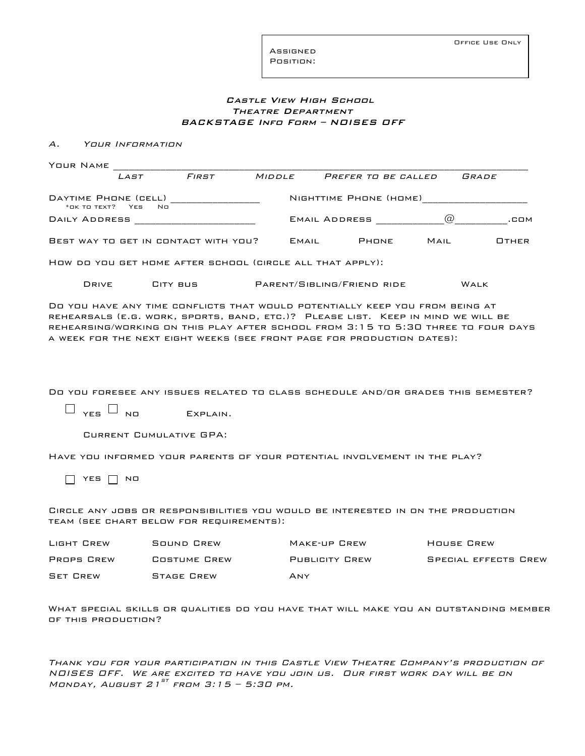| Assigned Position: | Office Use Only |
|---|---|

### *Castle View High School*
### *Theatre Department*
### *BACKSTAGE Info Form – NOISES OFF*

*A. Your Information*

Your Name ___________________________________________________________________

*Last* *First* *Middle* *Prefer to be called* *Grade*

Daytime Phone (cell) ______________ Nighttime Phone (home)________________

\*ok to text? Yes No

Daily Address ____________________ Email Address __________@________.com

Best way to get in contact with you? Email Phone Mail Other

How do you get home after school (circle all that apply):

Drive City bus Parent/Sibling/Friend ride Walk

Do you have any time conflicts that would potentially keep you from being at rehearsals (e.g. work, sports, band, etc.)? Please list. Keep in mind we will be rehearsing/working on this play after school from 3:15 to 5:30 three to four days a week for the next eight weeks (see front page for production dates):

Do you foresee any issues related to class schedule and/or grades this semester?

☐ yes ☐ no Explain.

Current Cumulative GPA:

Have you informed your parents of your potential involvement in the play?

☐ yes ☐ no

Circle any jobs or responsibilities you would be interested in on the production team (see chart below for requirements):

| | | | |
|---|---|---|---|
| Light Crew | Sound Crew | Make-up Crew | House Crew |
| Props Crew | Costume Crew | Publicity Crew | Special effects Crew |
| Set Crew | Stage Crew | Any | |

What special skills or qualities do you have that will make you an outstanding member of this production?

*Thank you for your participation in this Castle View Theatre Company's production of NOISES OFF. We are excited to have you join us. Our first work day will be on Monday, August 21st from 3:15 – 5:30 pm.*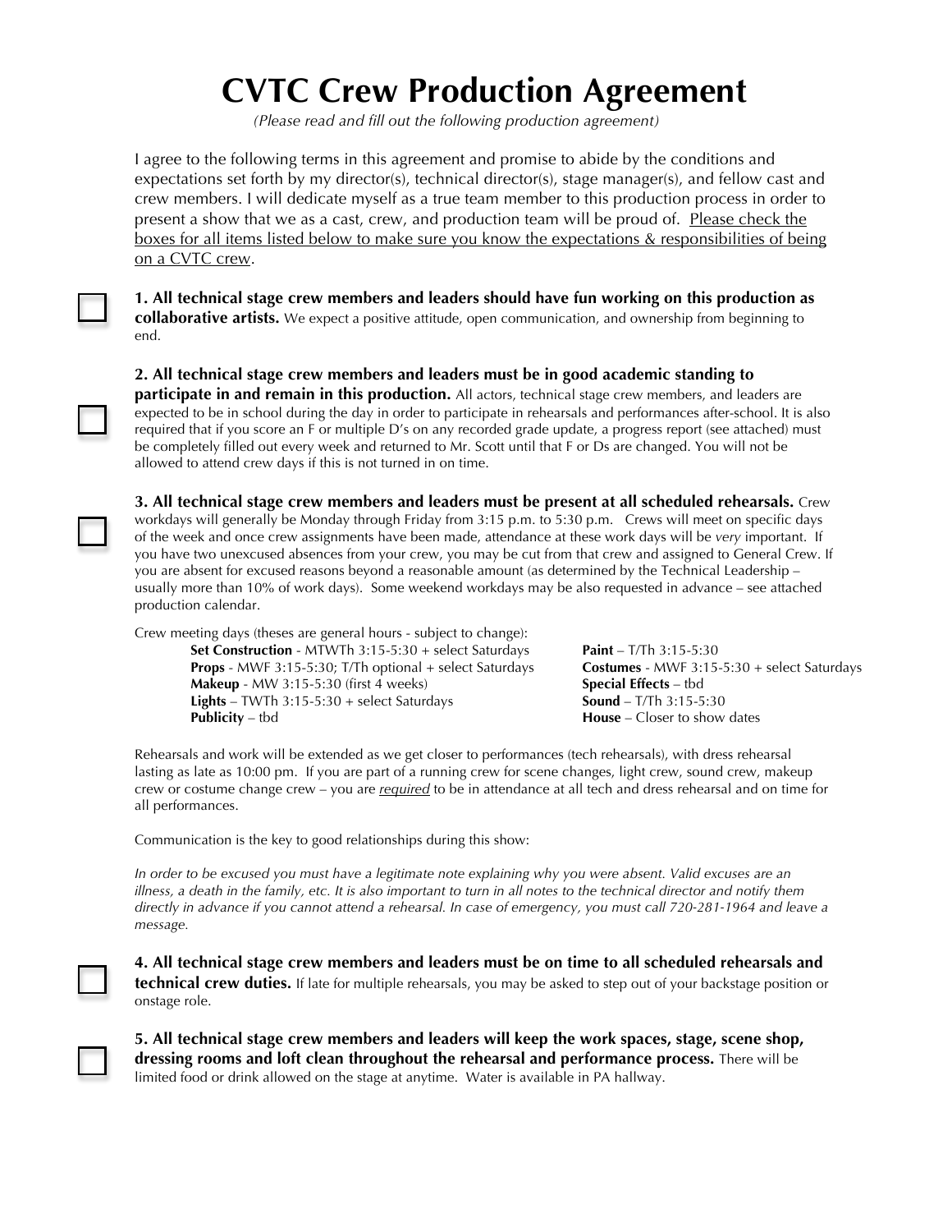# CVTC Crew Production Agreement

*(Please read and fill out the following production agreement)*

I agree to the following terms in this agreement and promise to abide by the conditions and expectations set forth by my director(s), technical director(s), stage manager(s), and fellow cast and crew members. I will dedicate myself as a true team member to this production process in order to present a show that we as a cast, crew, and production team will be proud of. Please check the boxes for all items listed below to make sure you know the expectations & responsibilities of being on a CVTC crew.

☐ **1. All technical stage crew members and leaders should have fun working on this production as collaborative artists.** We expect a positive attitude, open communication, and ownership from beginning to end.

☐ **2. All technical stage crew members and leaders must be in good academic standing to participate in and remain in this production.** All actors, technical stage crew members, and leaders are expected to be in school during the day in order to participate in rehearsals and performances after-school. It is also required that if you score an F or multiple D's on any recorded grade update, a progress report (see attached) must be completely filled out every week and returned to Mr. Scott until that F or Ds are changed. You will not be allowed to attend crew days if this is not turned in on time.

☐ **3. All technical stage crew members and leaders must be present at all scheduled rehearsals.** Crew workdays will generally be Monday through Friday from 3:15 p.m. to 5:30 p.m. Crews will meet on specific days of the week and once crew assignments have been made, attendance at these work days will be *very* important. If you have two unexcused absences from your crew, you may be cut from that crew and assigned to General Crew. If you are absent for excused reasons beyond a reasonable amount (as determined by the Technical Leadership – usually more than 10% of work days). Some weekend workdays may be also requested in advance – see attached production calendar.

Crew meeting days (theses are general hours - subject to change):

- **Set Construction** - MTWTh 3:15-5:30 + select Saturdays
- **Props** - MWF 3:15-5:30; T/Th optional + select Saturdays
- **Makeup** - MW 3:15-5:30 (first 4 weeks)
- **Lights** – TWTh 3:15-5:30 + select Saturdays
- **Publicity** – tbd
- **Paint** – T/Th 3:15-5:30
- **Costumes** - MWF 3:15-5:30 + select Saturdays
- **Special Effects** – tbd
- **Sound** – T/Th 3:15-5:30
- **House** – Closer to show dates

Rehearsals and work will be extended as we get closer to performances (tech rehearsals), with dress rehearsal lasting as late as 10:00 pm. If you are part of a running crew for scene changes, light crew, sound crew, makeup crew or costume change crew – you are ***required*** to be in attendance at all tech and dress rehearsal and on time for all performances.

Communication is the key to good relationships during this show:

*In order to be excused you must have a legitimate note explaining why you were absent. Valid excuses are an illness, a death in the family, etc. It is also important to turn in all notes to the technical director and notify them directly in advance if you cannot attend a rehearsal. In case of emergency, you must call 720-281-1964 and leave a message.*

☐ **4. All technical stage crew members and leaders must be on time to all scheduled rehearsals and technical crew duties.** If late for multiple rehearsals, you may be asked to step out of your backstage position or onstage role.

☐ **5. All technical stage crew members and leaders will keep the work spaces, stage, scene shop, dressing rooms and loft clean throughout the rehearsal and performance process.** There will be limited food or drink allowed on the stage at anytime. Water is available in PA hallway.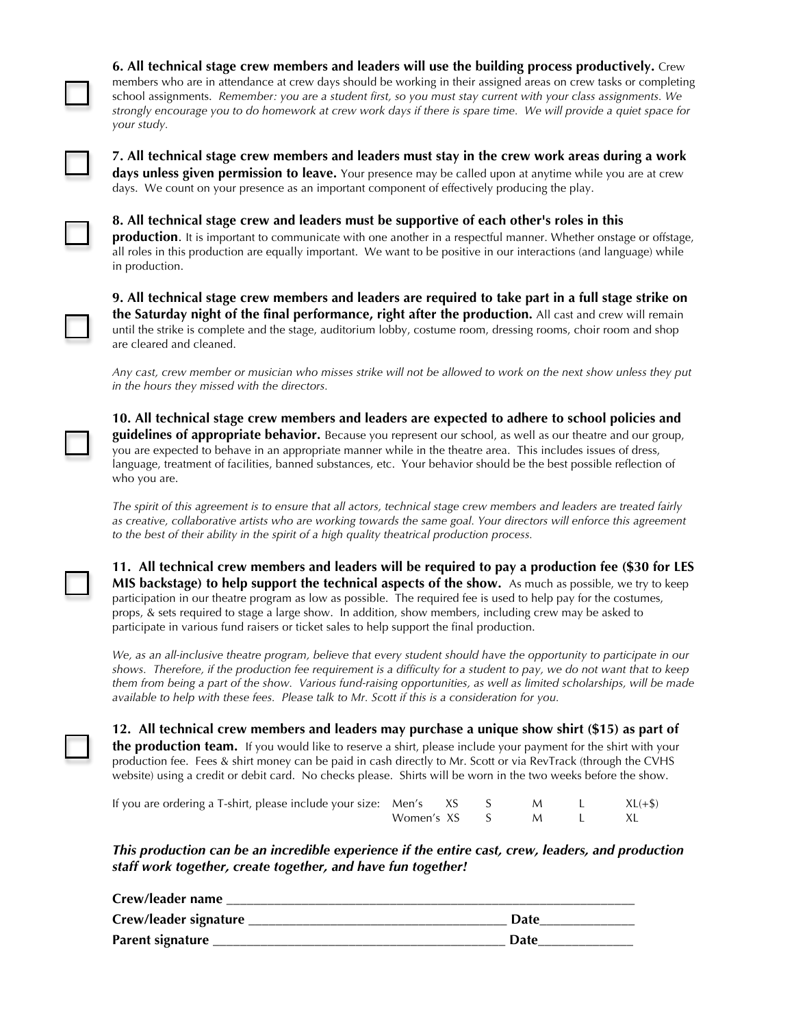☐ **6. All technical stage crew members and leaders will use the building process productively.** Crew members who are in attendance at crew days should be working in their assigned areas on crew tasks or completing school assignments. *Remember: you are a student first, so you must stay current with your class assignments. We strongly encourage you to do homework at crew work days if there is spare time. We will provide a quiet space for your study.*

☐ **7. All technical stage crew members and leaders must stay in the crew work areas during a work days unless given permission to leave.** Your presence may be called upon at anytime while you are at crew days. We count on your presence as an important component of effectively producing the play.

☐ **8. All technical stage crew and leaders must be supportive of each other's roles in this production**. It is important to communicate with one another in a respectful manner. Whether onstage or offstage, all roles in this production are equally important. We want to be positive in our interactions (and language) while in production.

☐ **9. All technical stage crew members and leaders are required to take part in a full stage strike on the Saturday night of the final performance, right after the production.** All cast and crew will remain until the strike is complete and the stage, auditorium lobby, costume room, dressing rooms, choir room and shop are cleared and cleaned.

*Any cast, crew member or musician who misses strike will not be allowed to work on the next show unless they put in the hours they missed with the directors.*

☐ **10. All technical stage crew members and leaders are expected to adhere to school policies and guidelines of appropriate behavior.** Because you represent our school, as well as our theatre and our group, you are expected to behave in an appropriate manner while in the theatre area. This includes issues of dress, language, treatment of facilities, banned substances, etc. Your behavior should be the best possible reflection of who you are.

*The spirit of this agreement is to ensure that all actors, technical stage crew members and leaders are treated fairly as creative, collaborative artists who are working towards the same goal. Your directors will enforce this agreement to the best of their ability in the spirit of a high quality theatrical production process.*

☐ **11. All technical crew members and leaders will be required to pay a production fee ($30 for LES MIS backstage) to help support the technical aspects of the show.** As much as possible, we try to keep participation in our theatre program as low as possible. The required fee is used to help pay for the costumes, props, & sets required to stage a large show. In addition, show members, including crew may be asked to participate in various fund raisers or ticket sales to help support the final production.

*We, as an all-inclusive theatre program, believe that every student should have the opportunity to participate in our shows. Therefore, if the production fee requirement is a difficulty for a student to pay, we do not want that to keep them from being a part of the show. Various fund-raising opportunities, as well as limited scholarships, will be made available to help with these fees. Please talk to Mr. Scott if this is a consideration for you.*

☐ **12. All technical crew members and leaders may purchase a unique show shirt ($15) as part of the production team.** If you would like to reserve a shirt, please include your payment for the shirt with your production fee. Fees & shirt money can be paid in cash directly to Mr. Scott or via RevTrack (through the CVHS website) using a credit or debit card. No checks please. Shirts will be worn in the two weeks before the show.

If you are ordering a T-shirt, please include your size: Men's XS S M L XL(+$)
Women's XS S M L XL

***This production can be an incredible experience if the entire cast, crew, leaders, and production staff work together, create together, and have fun together!***

**Crew/leader name** ______________________________________________

**Crew/leader signature** ______________________________ **Date**__________

**Parent signature** _________________________________ **Date**__________